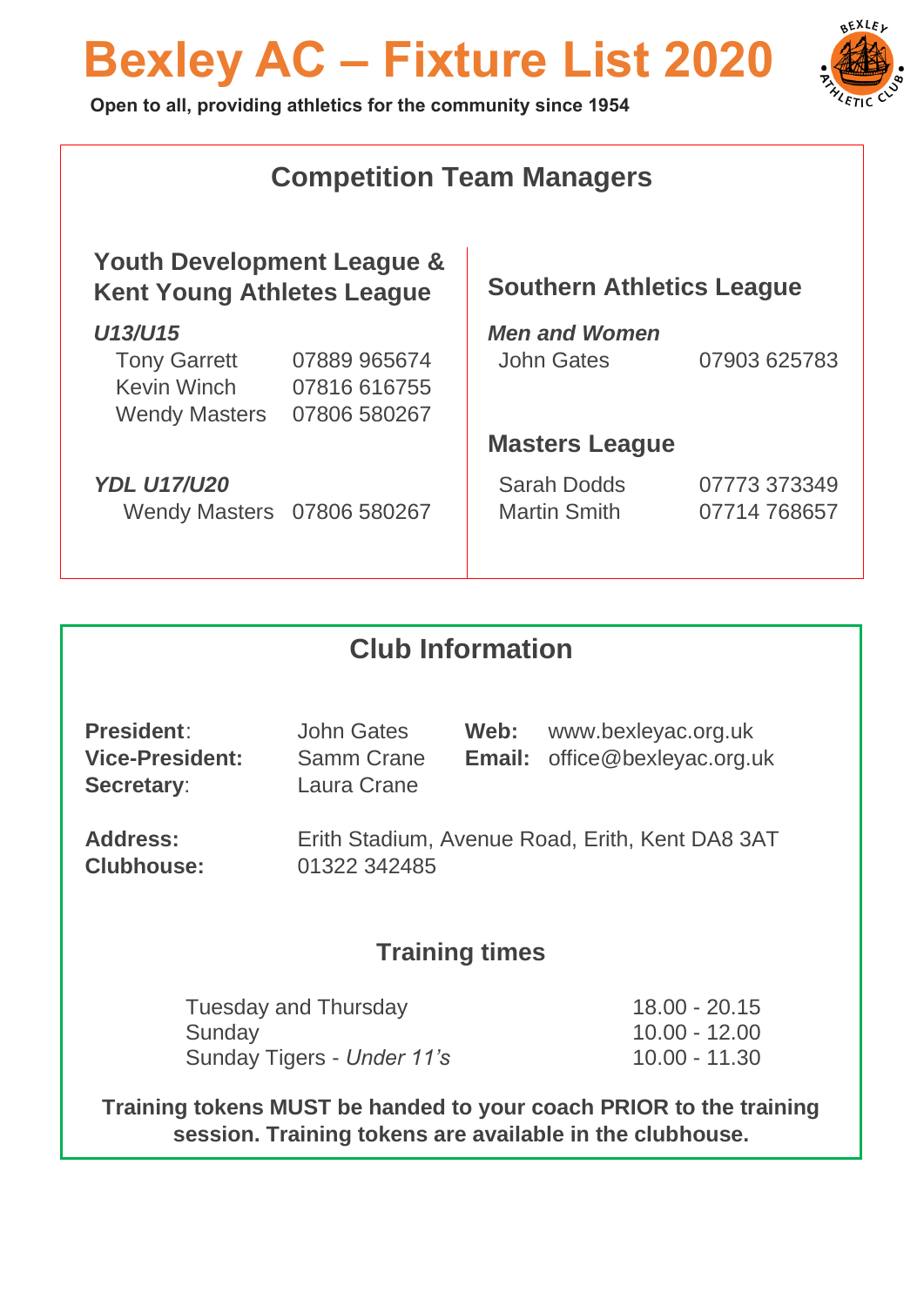# Bexley AC – Fixture List 2020

**Open to all, providing athletics for the community since 1954**

## Competition Team Managers

### Youth Development League & Kent Young Athletes League

***U13/U15***

| | |
|---|---|
| Tony Garrett | 07889 965674 |
| Kevin Winch | 07816 616755 |
| Wendy Masters | 07806 580267 |

***YDL U17/U20***

| | |
|---|---|
| Wendy Masters | 07806 580267 |

### Southern Athletics League

***Men and Women***

| | |
|---|---|
| John Gates | 07903 625783 |

### Masters League

| | |
|---|---|
| Sarah Dodds | 07773 373349 |
| Martin Smith | 07714 768657 |

## Club Information

**President**: John Gates
**Vice-President:** Samm Crane
**Secretary**: Laura Crane

**Web:** www.bexleyac.org.uk
**Email:** office@bexleyac.org.uk

**Address:** Erith Stadium, Avenue Road, Erith, Kent DA8 3AT
**Clubhouse:** 01322 342485

### Training times

| | |
|---|---|
| Tuesday and Thursday | 18.00 - 20.15 |
| Sunday | 10.00 - 12.00 |
| Sunday Tigers - *Under 11's* | 10.00 - 11.30 |

**Training tokens MUST be handed to your coach PRIOR to the training session. Training tokens are available in the clubhouse.**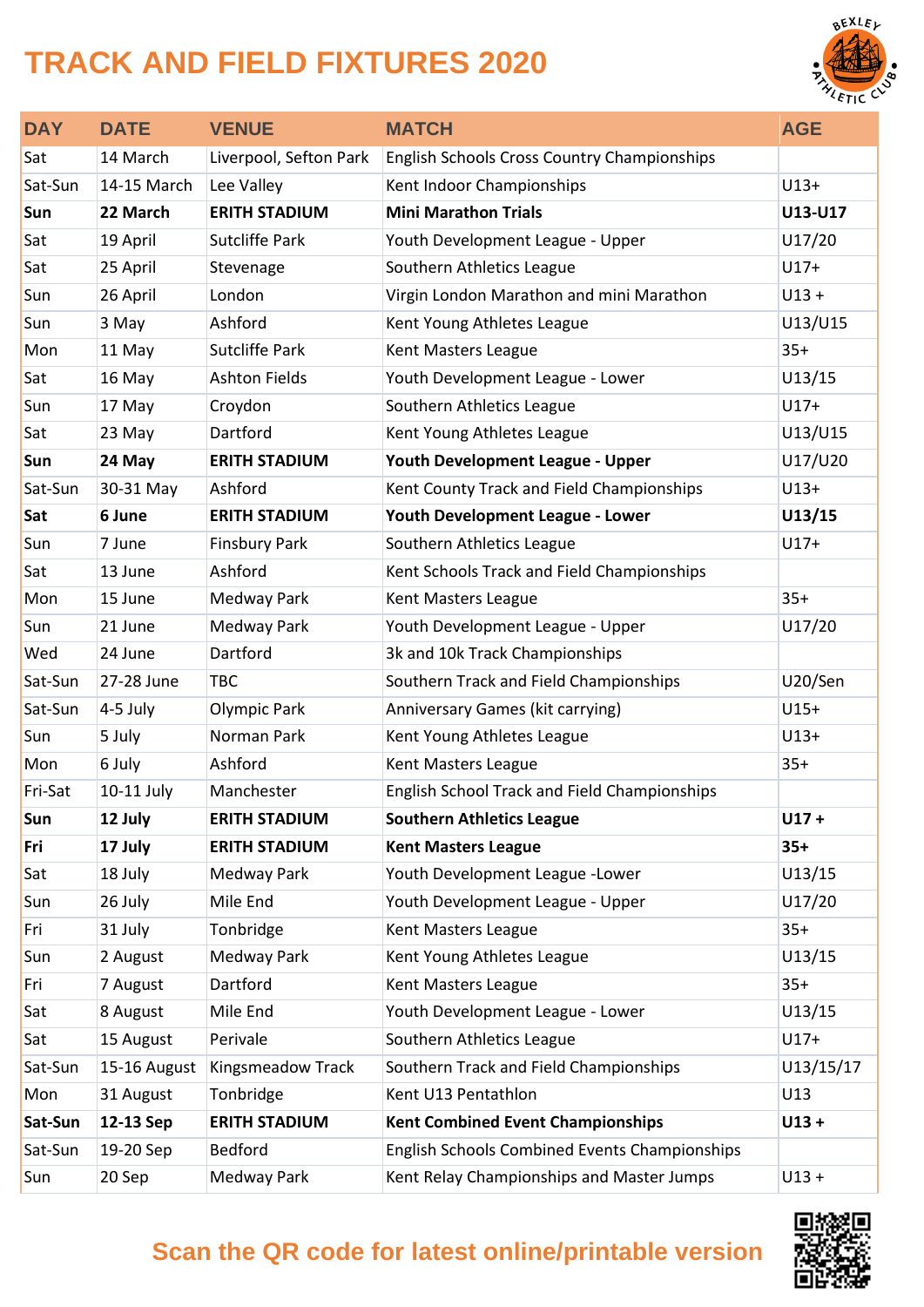# TRACK AND FIELD FIXTURES 2020

| DAY | DATE | VENUE | MATCH | AGE |
|---|---|---|---|---|
| Sat | 14 March | Liverpool, Sefton Park | English Schools Cross Country Championships | |
| Sat-Sun | 14-15 March | Lee Valley | Kent Indoor Championships | U13+ |
| **Sun** | **22 March** | **ERITH STADIUM** | **Mini Marathon Trials** | **U13-U17** |
| Sat | 19 April | Sutcliffe Park | Youth Development League - Upper | U17/20 |
| Sat | 25 April | Stevenage | Southern Athletics League | U17+ |
| Sun | 26 April | London | Virgin London Marathon and mini Marathon | U13 + |
| Sun | 3 May | Ashford | Kent Young Athletes League | U13/U15 |
| Mon | 11 May | Sutcliffe Park | Kent Masters League | 35+ |
| Sat | 16 May | Ashton Fields | Youth Development League - Lower | U13/15 |
| Sun | 17 May | Croydon | Southern Athletics League | U17+ |
| Sat | 23 May | Dartford | Kent Young Athletes League | U13/U15 |
| **Sun** | **24 May** | **ERITH STADIUM** | **Youth Development League - Upper** | U17/U20 |
| Sat-Sun | 30-31 May | Ashford | Kent County Track and Field Championships | U13+ |
| **Sat** | **6 June** | **ERITH STADIUM** | **Youth Development League - Lower** | **U13/15** |
| Sun | 7 June | Finsbury Park | Southern Athletics League | U17+ |
| Sat | 13 June | Ashford | Kent Schools Track and Field Championships | |
| Mon | 15 June | Medway Park | Kent Masters League | 35+ |
| Sun | 21 June | Medway Park | Youth Development League - Upper | U17/20 |
| Wed | 24 June | Dartford | 3k and 10k Track Championships | |
| Sat-Sun | 27-28 June | TBC | Southern Track and Field Championships | U20/Sen |
| Sat-Sun | 4-5 July | Olympic Park | Anniversary Games (kit carrying) | U15+ |
| Sun | 5 July | Norman Park | Kent Young Athletes League | U13+ |
| Mon | 6 July | Ashford | Kent Masters League | 35+ |
| Fri-Sat | 10-11 July | Manchester | English School Track and Field Championships | |
| **Sun** | **12 July** | **ERITH STADIUM** | **Southern Athletics League** | **U17 +** |
| **Fri** | **17 July** | **ERITH STADIUM** | **Kent Masters League** | **35+** |
| Sat | 18 July | Medway Park | Youth Development League -Lower | U13/15 |
| Sun | 26 July | Mile End | Youth Development League - Upper | U17/20 |
| Fri | 31 July | Tonbridge | Kent Masters League | 35+ |
| Sun | 2 August | Medway Park | Kent Young Athletes League | U13/15 |
| Fri | 7 August | Dartford | Kent Masters League | 35+ |
| Sat | 8 August | Mile End | Youth Development League - Lower | U13/15 |
| Sat | 15 August | Perivale | Southern Athletics League | U17+ |
| Sat-Sun | 15-16 August | Kingsmeadow Track | Southern Track and Field Championships | U13/15/17 |
| Mon | 31 August | Tonbridge | Kent U13 Pentathlon | U13 |
| **Sat-Sun** | **12-13 Sep** | **ERITH STADIUM** | **Kent Combined Event Championships** | **U13 +** |
| Sat-Sun | 19-20 Sep | Bedford | English Schools Combined Events Championships | |
| Sun | 20 Sep | Medway Park | Kent Relay Championships and Master Jumps | U13 + |

**Scan the QR code for latest online/printable version**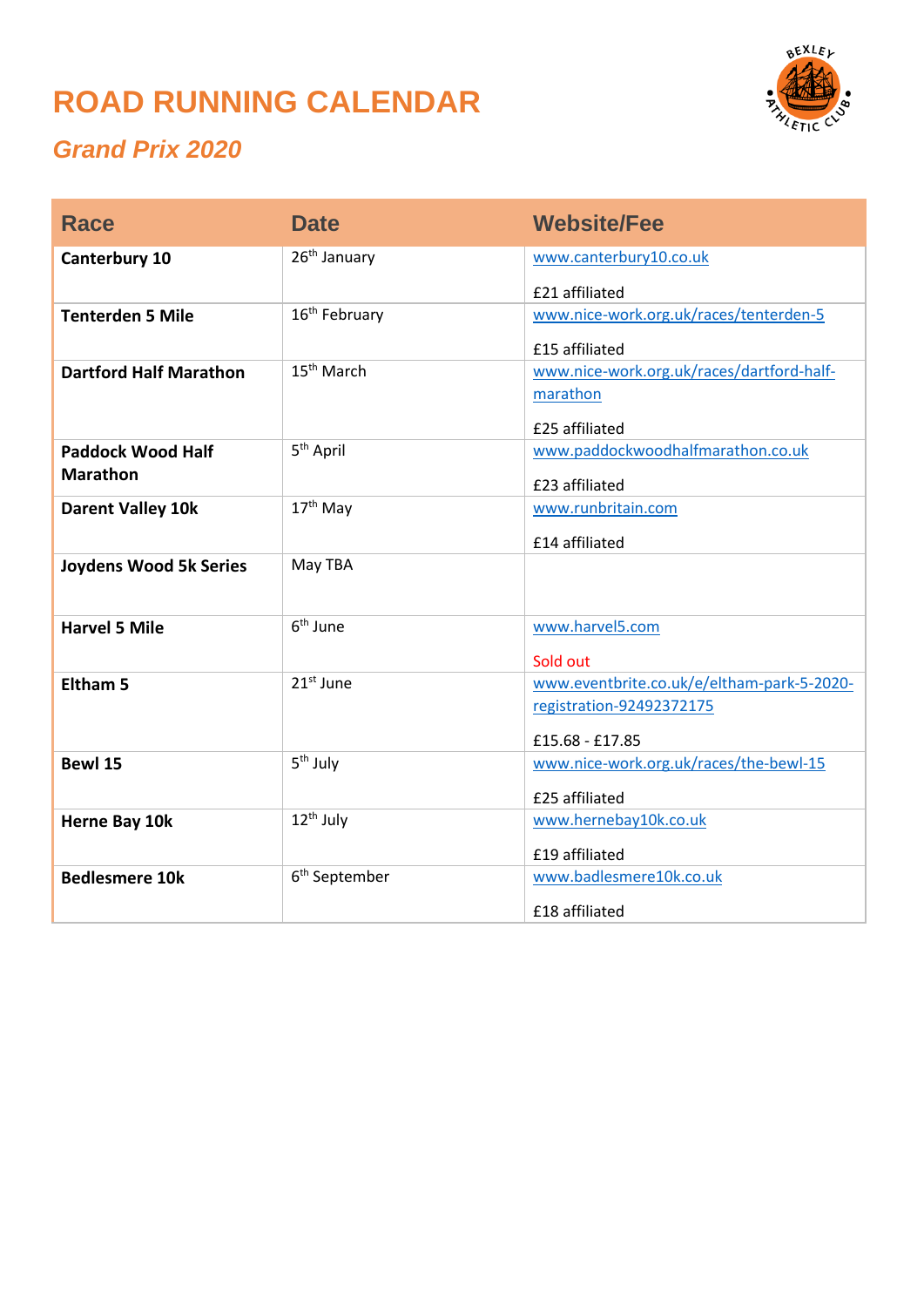# ROAD RUNNING CALENDAR

## *Grand Prix 2020*

| Race | Date | Website/Fee |
|---|---|---|
| **Canterbury 10** | 26th January | www.canterbury10.co.uk <br><br> £21 affiliated |
| **Tenterden 5 Mile** | 16th February | www.nice-work.org.uk/races/tenterden-5 <br><br> £15 affiliated |
| **Dartford Half Marathon** | 15th March | www.nice-work.org.uk/races/dartford-half-marathon <br><br> £25 affiliated |
| **Paddock Wood Half Marathon** | 5th April | www.paddockwoodhalfmarathon.co.uk <br><br> £23 affiliated |
| **Darent Valley 10k** | 17th May | www.runbritain.com <br><br> £14 affiliated |
| **Joydens Wood 5k Series** | May TBA | |
| **Harvel 5 Mile** | 6th June | www.harvel5.com <br><br> Sold out |
| **Eltham 5** | 21st June | www.eventbrite.co.uk/e/eltham-park-5-2020-registration-92492372175 <br><br> £15.68 - £17.85 |
| **Bewl 15** | 5th July | www.nice-work.org.uk/races/the-bewl-15 <br><br> £25 affiliated |
| **Herne Bay 10k** | 12th July | www.hernebay10k.co.uk <br><br> £19 affiliated |
| **Bedlesmere 10k** | 6th September | www.badlesmere10k.co.uk <br><br> £18 affiliated |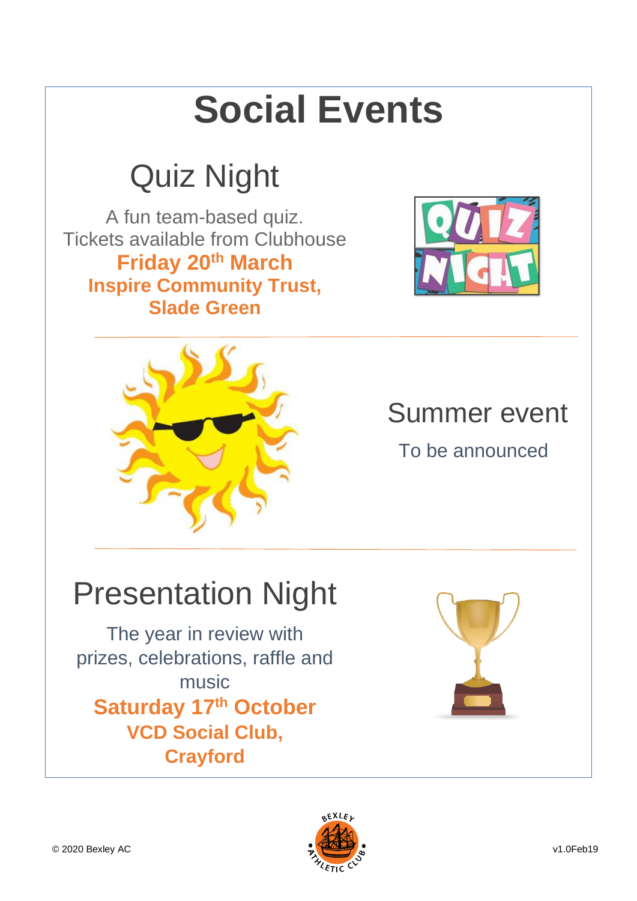# Social Events

## Quiz Night

A fun team-based quiz.
Tickets available from Clubhouse

**Friday 20th March**
**Inspire Community Trust, Slade Green**

## Summer event

To be announced

## Presentation Night

The year in review with prizes, celebrations, raffle and music

**Saturday 17th October**
**VCD Social Club, Crayford**